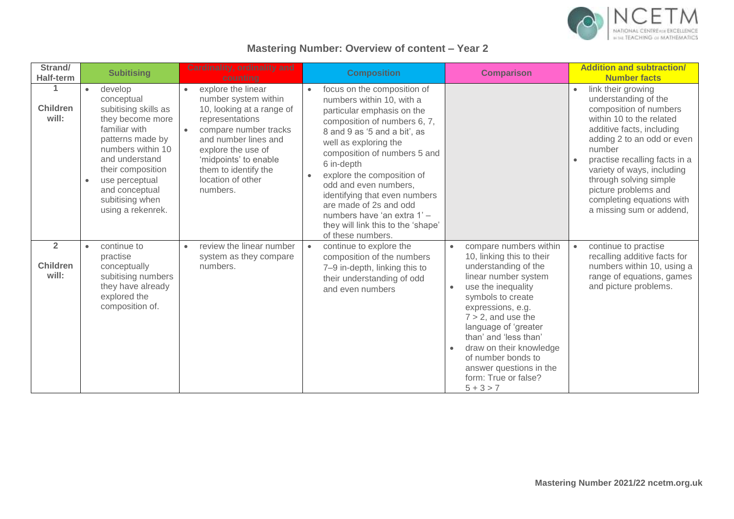## Mastering Number: Overview of content – Year 2

| Strand/ Half-term | Subitising | Cardinality, ordinality and counting | Composition | Comparison | Addition and subtraction/ Number facts |
|---|---|---|---|---|---|
| **1** **Children will:** | • develop conceptual subitising skills as they become more familiar with patterns made by numbers within 10 and understand their composition<br>• use perceptual and conceptual subitising when using a rekenrek. | • explore the linear number system within 10, looking at a range of representations<br>• compare number tracks and number lines and explore the use of 'midpoints' to enable them to identify the location of other numbers. | • focus on the composition of numbers within 10, with a particular emphasis on the composition of numbers 6, 7, 8 and 9 as '5 and a bit', as well as exploring the composition of numbers 5 and 6 in-depth<br>• explore the composition of odd and even numbers, identifying that even numbers are made of 2s and odd numbers have 'an extra 1' – they will link this to the 'shape' of these numbers. | | • link their growing understanding of the composition of numbers within 10 to the related additive facts, including adding 2 to an odd or even number<br>• practise recalling facts in a variety of ways, including through solving simple picture problems and completing equations with a missing sum or addend, |
| **2** **Children will:** | • continue to practise conceptually subitising numbers they have already explored the composition of. | • review the linear number system as they compare numbers. | • continue to explore the composition of the numbers 7–9 in-depth, linking this to their understanding of odd and even numbers | • compare numbers within 10, linking this to their understanding of the linear number system<br>• use the inequality symbols to create expressions, e.g. $7 > 2$, and use the language of 'greater than' and 'less than'<br>• draw on their knowledge of number bonds to answer questions in the form: True or false? $5 + 3 > 7$ | • continue to practise recalling additive facts for numbers within 10, using a range of equations, games and picture problems. |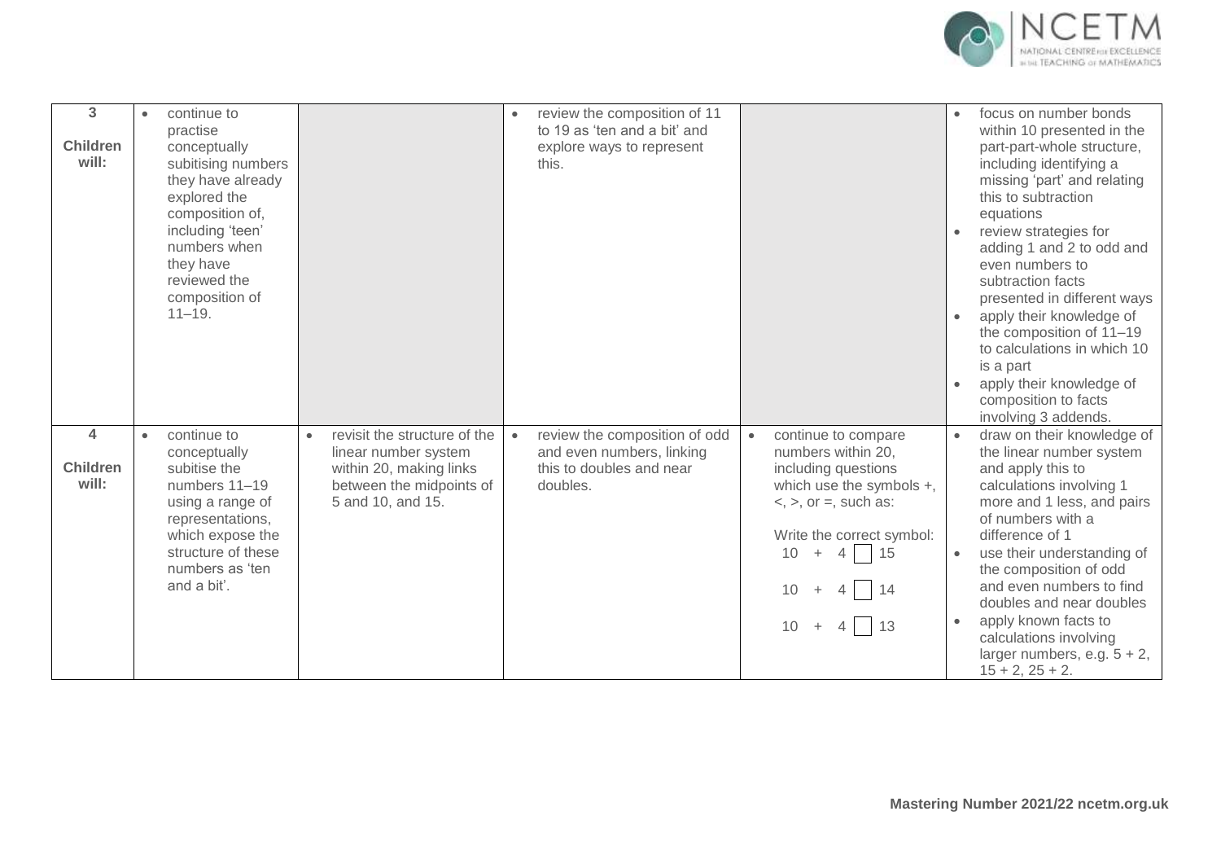| | | | | | |
|---|---|---|---|---|---|
| **3**<br><br>**Children will:** | • continue to practise conceptually subitising numbers they have already explored the composition of, including 'teen' numbers when they have reviewed the composition of 11–19. | | • review the composition of 11 to 19 as 'ten and a bit' and explore ways to represent this. | | • focus on number bonds within 10 presented in the part-part-whole structure, including identifying a missing 'part' and relating this to subtraction equations<br>• review strategies for adding 1 and 2 to odd and even numbers to subtraction facts presented in different ways<br>• apply their knowledge of the composition of 11–19 to calculations in which 10 is a part<br>• apply their knowledge of composition to facts involving 3 addends. |
| **4**<br><br>**Children will:** | • continue to conceptually subitise the numbers 11–19 using a range of representations, which expose the structure of these numbers as 'ten and a bit'. | • revisit the structure of the linear number system within 20, making links between the midpoints of 5 and 10, and 15. | • review the composition of odd and even numbers, linking this to doubles and near doubles. | • continue to compare numbers within 20, including questions which use the symbols +, <, >, or =, such as:<br><br>Write the correct symbol:<br>$10 + 4 \square 15$<br>$10 + 4 \square 14$<br>$10 + 4 \square 13$ | • draw on their knowledge of the linear number system and apply this to calculations involving 1 more and 1 less, and pairs of numbers with a difference of 1<br>• use their understanding of the composition of odd and even numbers to find doubles and near doubles<br>• apply known facts to calculations involving larger numbers, e.g. $5 + 2$, $15 + 2$, $25 + 2$. |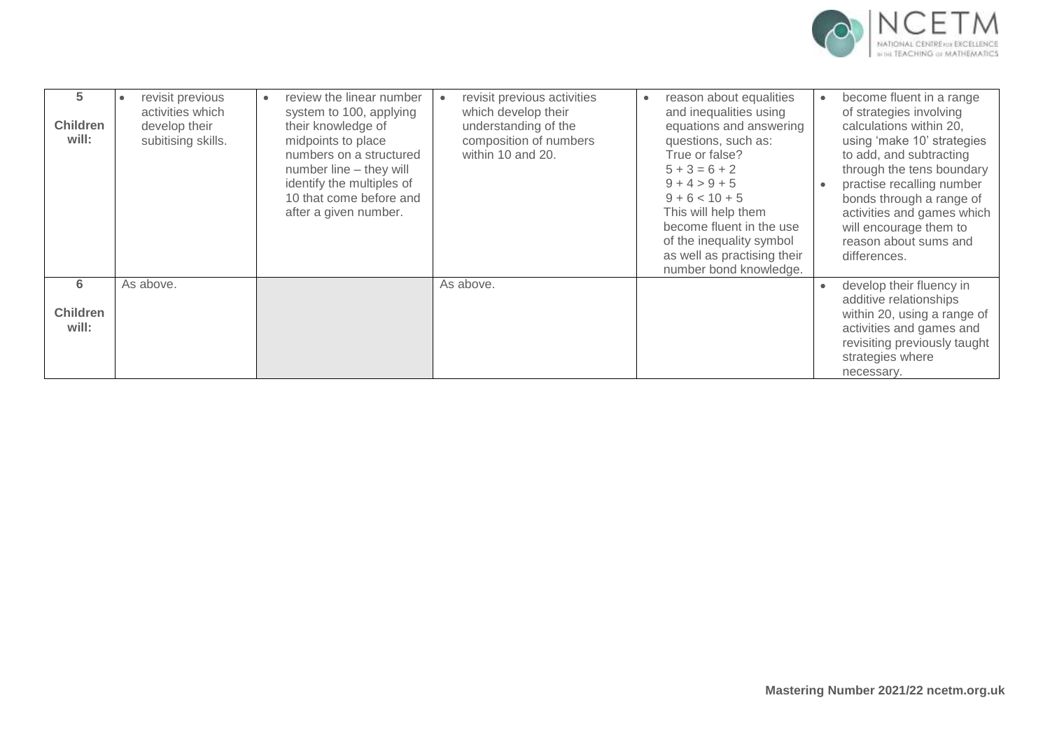| | | | | | |
|---|---|---|---|---|---|
| **5**<br><br>**Children will:** | • revisit previous activities which develop their subitising skills. | • review the linear number system to 100, applying their knowledge of midpoints to place numbers on a structured number line – they will identify the multiples of 10 that come before and after a given number. | • revisit previous activities which develop their understanding of the composition of numbers within 10 and 20. | • reason about equalities and inequalities using equations and answering questions, such as:<br>True or false?<br>$5 + 3 = 6 + 2$<br>$9 + 4 > 9 + 5$<br>$9 + 6 < 10 + 5$<br>This will help them become fluent in the use of the inequality symbol as well as practising their number bond knowledge. | • become fluent in a range of strategies involving calculations within 20, using 'make 10' strategies to add, and subtracting through the tens boundary<br>• practise recalling number bonds through a range of activities and games which will encourage them to reason about sums and differences. |
| **6**<br><br>**Children will:** | As above. | | As above. | | • develop their fluency in additive relationships within 20, using a range of activities and games and revisiting previously taught strategies where necessary. |